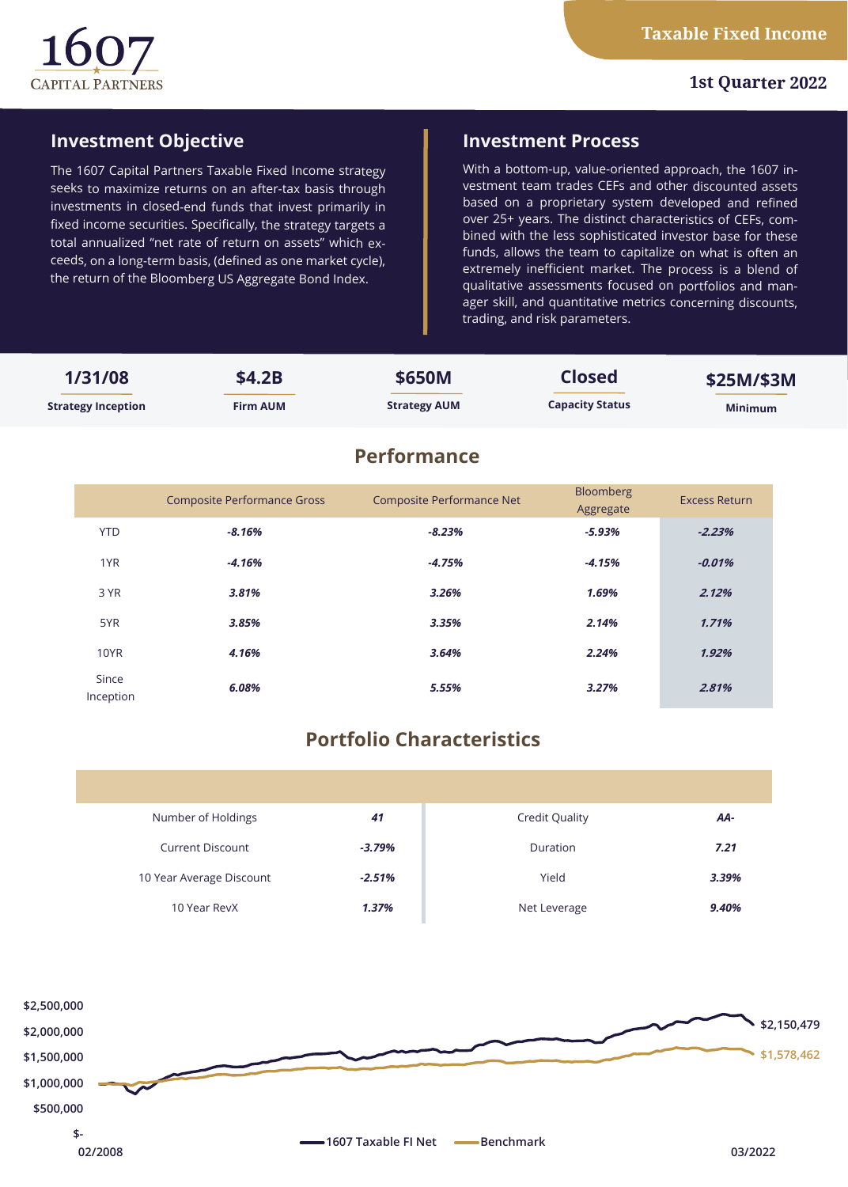1607 CAPITAL PARTNERS

**Taxable Fixed Income**

**1st Quarter 2022**

## Investment Objective

The 1607 Capital Partners Taxable Fixed Income strategy seeks to maximize returns on an after-tax basis through investments in closed-end funds that invest primarily in fixed income securities. Specifically, the strategy targets a total annualized "net rate of return on assets" which exceeds, on a long-term basis, (defined as one market cycle), the return of the Bloomberg US Aggregate Bond Index.

## Investment Process

With a bottom-up, value-oriented approach, the 1607 investment team trades CEFs and other discounted assets based on a proprietary system developed and refined over 25+ years. The distinct characteristics of CEFs, combined with the less sophisticated investor base for these funds, allows the team to capitalize on what is often an extremely inefficient market. The process is a blend of qualitative assessments focused on portfolios and manager skill, and quantitative metrics concerning discounts, trading, and risk parameters.

| 1/31/08 | $4.2B | $650M | Closed | $25M/$3M |
|---|---|---|---|---|
| Strategy Inception | Firm AUM | Strategy AUM | Capacity Status | Minimum |

## Performance

| | Composite Performance Gross | Composite Performance Net | Bloomberg Aggregate | Excess Return |
|---|---|---|---|---|
| YTD | *-8.16%* | *-8.23%* | *-5.93%* | *-2.23%* |
| 1YR | *-4.16%* | *-4.75%* | *-4.15%* | *-0.01%* |
| 3 YR | *3.81%* | *3.26%* | *1.69%* | *2.12%* |
| 5YR | *3.85%* | *3.35%* | *2.14%* | *1.71%* |
| 10YR | *4.16%* | *3.64%* | *2.24%* | *1.92%* |
| Since Inception | *6.08%* | *5.55%* | *3.27%* | *2.81%* |

## Portfolio Characteristics

| | | | |
|---|---|---|---|
| Number of Holdings | *41* | Credit Quality | *AA-* |
| Current Discount | *-3.79%* | Duration | *7.21* |
| 10 Year Average Discount | *-2.51%* | Yield | *3.39%* |
| 10 Year RevX | *1.37%* | Net Leverage | *9.40%* |

$2,500,000
$2,000,000
$1,500,000
$1,000,000
$500,000
$-

02/2008 — 03/2022

1607 Taxable FI Net: $2,150,479
Benchmark: $1,578,462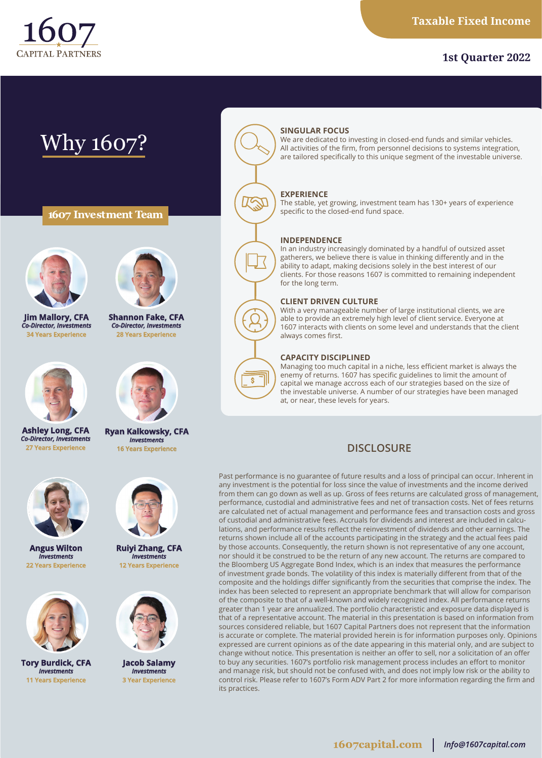1607 CAPITAL PARTNERS

**Taxable Fixed Income**

**1st Quarter 2022**

# Why 1607?

## 1607 Investment Team

**Jim Mallory, CFA**
*Co-Director, Investments*
34 Years Experience

**Shannon Fake, CFA**
*Co-Director, Investments*
28 Years Experience

**Ashley Long, CFA**
*Co-Director, Investments*
27 Years Experience

**Ryan Kalkowsky, CFA**
*Investments*
16 Years Experience

**Angus Wilton**
*Investments*
22 Years Experience

**Ruiyi Zhang, CFA**
*Investments*
12 Years Experience

**Tory Burdick, CFA**
*Investments*
11 Years Experience

**Jacob Salamy**
*Investments*
3 Year Experience

### SINGULAR FOCUS

We are dedicated to investing in closed-end funds and similar vehicles. All activities of the firm, from personnel decisions to systems integration, are tailored specifically to this unique segment of the investable universe.

### EXPERIENCE

The stable, yet growing, investment team has 130+ years of experience specific to the closed-end fund space.

### INDEPENDENCE

In an industry increasingly dominated by a handful of outsized asset gatherers, we believe there is value in thinking differently and in the ability to adapt, making decisions solely in the best interest of our clients. For those reasons 1607 is committed to remaining independent for the long term.

### CLIENT DRIVEN CULTURE

With a very manageable number of large institutional clients, we are able to provide an extremely high level of client service. Everyone at 1607 interacts with clients on some level and understands that the client always comes first.

### CAPACITY DISCIPLINED

Managing too much capital in a niche, less efficient market is always the enemy of returns. 1607 has specific guidelines to limit the amount of capital we manage accross each of our strategies based on the size of the investable universe. A number of our strategies have been managed at, or near, these levels for years.

## DISCLOSURE

Past performance is no guarantee of future results and a loss of principal can occur. Inherent in any investment is the potential for loss since the value of investments and the income derived from them can go down as well as up. Gross of fees returns are calculated gross of management, performance, custodial and administrative fees and net of transaction costs. Net of fees returns are calculated net of actual management and performance fees and transaction costs and gross of custodial and administrative fees. Accruals for dividends and interest are included in calculations, and performance results reflect the reinvestment of dividends and other earnings. The returns shown include all of the accounts participating in the strategy and the actual fees paid by those accounts. Consequently, the return shown is not representative of any one account, nor should it be construed to be the return of any new account. The returns are compared to the Bloomberg US Aggregate Bond Index, which is an index that measures the performance of investment grade bonds. The volatility of this index is materially different from that of the composite and the holdings differ significantly from the securities that comprise the index. The index has been selected to represent an appropriate benchmark that will allow for comparison of the composite to that of a well-known and widely recognized index. All performance returns greater than 1 year are annualized. The portfolio characteristic and exposure data displayed is that of a representative account. The material in this presentation is based on information from sources considered reliable, but 1607 Capital Partners does not represent that the information is accurate or complete. The material provided herein is for information purposes only. Opinions expressed are current opinions as of the date appearing in this material only, and are subject to change without notice. This presentation is neither an offer to sell, nor a solicitation of an offer to buy any securities. 1607's portfolio risk management process includes an effort to monitor and manage risk, but should not be confused with, and does not imply low risk or the ability to control risk. Please refer to 1607's Form ADV Part 2 for more information regarding the firm and its practices.

1607capital.com | *Info@1607capital.com*